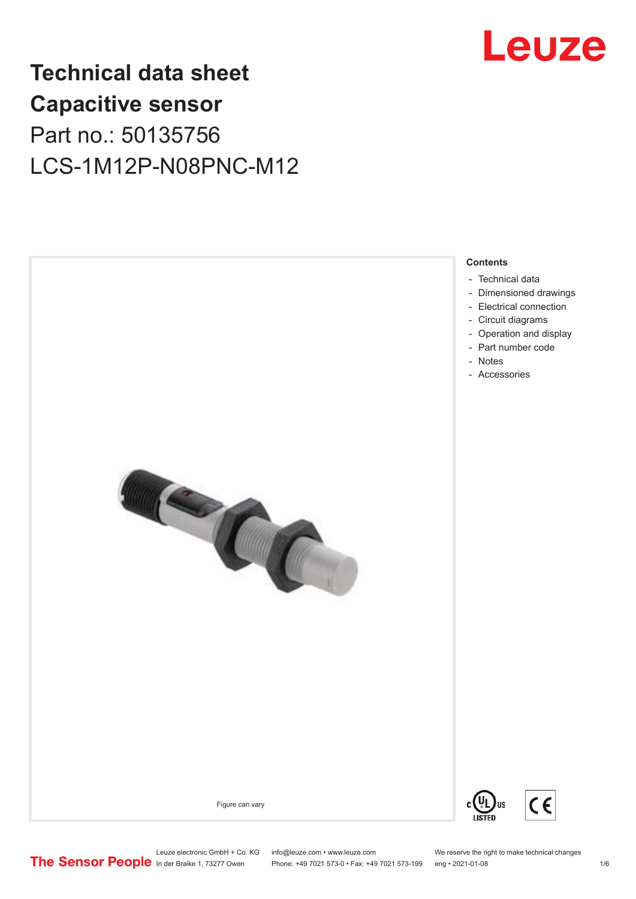# Technical data sheet
# Capacitive sensor

Part no.: 50135756

LCS-1M12P-N08PNC-M12

Figure can vary

**Contents**

- Technical data
- Dimensioned drawings
- Electrical connection
- Circuit diagrams
- Operation and display
- Part number code
- Notes
- Accessories

Leuze electronic GmbH + Co. KG
In der Braike 1, 73277 Owen

info@leuze.com • www.leuze.com
Phone: +49 7021 573-0 • Fax: +49 7021 573-199

We reserve the right to make technical changes
eng • 2021-01-08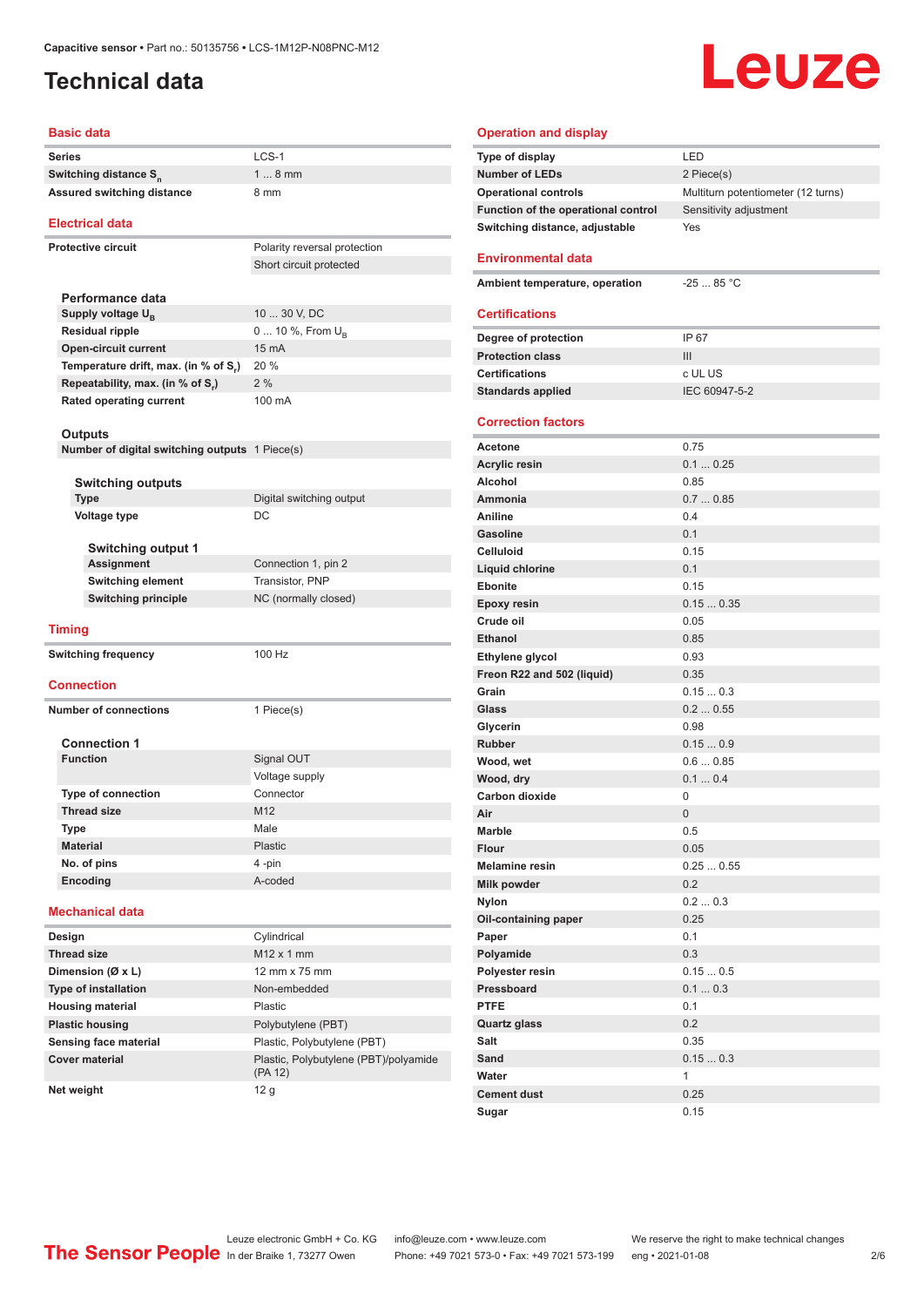# Technical data

## Basic data

| | |
|---|---|
| Series | LCS-1 |
| Switching distance $S_n$ | 1 ... 8 mm |
| Assured switching distance | 8 mm |

## Electrical data

| | |
|---|---|
| Protective circuit | Polarity reversal protection |
| | Short circuit protected |

### Performance data

| | |
|---|---|
| Supply voltage $U_B$ | 10 ... 30 V, DC |
| Residual ripple | 0 ... 10 %, From $U_B$ |
| Open-circuit current | 15 mA |
| Temperature drift, max. (in % of $S_r$) | 20 % |
| Repeatability, max. (in % of $S_r$) | 2 % |
| Rated operating current | 100 mA |

### Outputs

| | |
|---|---|
| Number of digital switching outputs | 1 Piece(s) |

#### Switching outputs

| | |
|---|---|
| Type | Digital switching output |
| Voltage type | DC |

##### Switching output 1

| | |
|---|---|
| Assignment | Connection 1, pin 2 |
| Switching element | Transistor, PNP |
| Switching principle | NC (normally closed) |

## Timing

| | |
|---|---|
| Switching frequency | 100 Hz |

## Connection

| | |
|---|---|
| Number of connections | 1 Piece(s) |

### Connection 1

| | |
|---|---|
| Function | Signal OUT |
| | Voltage supply |
| Type of connection | Connector |
| Thread size | M12 |
| Type | Male |
| Material | Plastic |
| No. of pins | 4 -pin |
| Encoding | A-coded |

## Mechanical data

| | |
|---|---|
| Design | Cylindrical |
| Thread size | M12 x 1 mm |
| Dimension (Ø x L) | 12 mm x 75 mm |
| Type of installation | Non-embedded |
| Housing material | Plastic |
| Plastic housing | Polybutylene (PBT) |
| Sensing face material | Plastic, Polybutylene (PBT) |
| Cover material | Plastic, Polybutylene (PBT)/polyamide (PA 12) |
| Net weight | 12 g |

## Operation and display

| | |
|---|---|
| Type of display | LED |
| Number of LEDs | 2 Piece(s) |
| Operational controls | Multiturn potentiometer (12 turns) |
| Function of the operational control | Sensitivity adjustment |
| Switching distance, adjustable | Yes |

## Environmental data

| | |
|---|---|
| Ambient temperature, operation | -25 ... 85 °C |

## Certifications

| | |
|---|---|
| Degree of protection | IP 67 |
| Protection class | III |
| Certifications | c UL US |
| Standards applied | IEC 60947-5-2 |

## Correction factors

| | |
|---|---|
| Acetone | 0.75 |
| Acrylic resin | 0.1 ... 0.25 |
| Alcohol | 0.85 |
| Ammonia | 0.7 ... 0.85 |
| Aniline | 0.4 |
| Gasoline | 0.1 |
| Celluloid | 0.15 |
| Liquid chlorine | 0.1 |
| Ebonite | 0.15 |
| Epoxy resin | 0.15 ... 0.35 |
| Crude oil | 0.05 |
| Ethanol | 0.85 |
| Ethylene glycol | 0.93 |
| Freon R22 and 502 (liquid) | 0.35 |
| Grain | 0.15 ... 0.3 |
| Glass | 0.2 ... 0.55 |
| Glycerin | 0.98 |
| Rubber | 0.15 ... 0.9 |
| Wood, wet | 0.6 ... 0.85 |
| Wood, dry | 0.1 ... 0.4 |
| Carbon dioxide | 0 |
| Air | 0 |
| Marble | 0.5 |
| Flour | 0.05 |
| Melamine resin | 0.25 ... 0.55 |
| Milk powder | 0.2 |
| Nylon | 0.2 ... 0.3 |
| Oil-containing paper | 0.25 |
| Paper | 0.1 |
| Polyamide | 0.3 |
| Polyester resin | 0.15 ... 0.5 |
| Pressboard | 0.1 ... 0.3 |
| PTFE | 0.1 |
| Quartz glass | 0.2 |
| Salt | 0.35 |
| Sand | 0.15 ... 0.3 |
| Water | 1 |
| Cement dust | 0.25 |
| Sugar | 0.15 |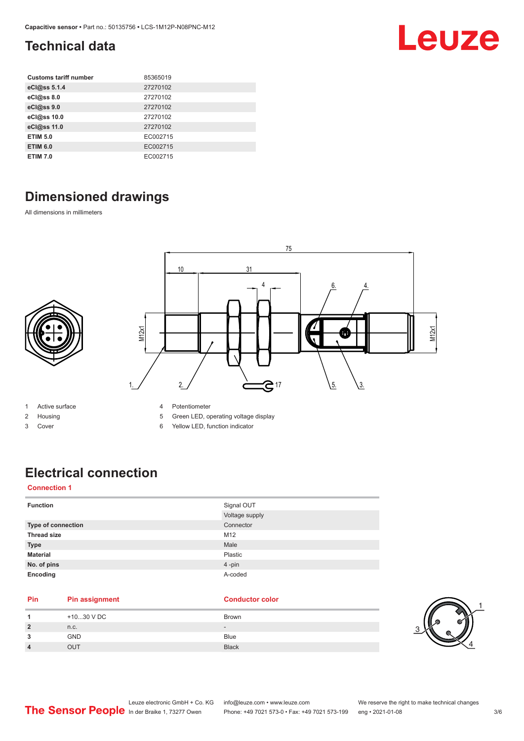# Technical data

| Customs tariff number | 85365019 |
|---|---|
| eCl@ss 5.1.4 | 27270102 |
| eCl@ss 8.0 | 27270102 |
| eCl@ss 9.0 | 27270102 |
| eCl@ss 10.0 | 27270102 |
| eCl@ss 11.0 | 27270102 |
| ETIM 5.0 | EC002715 |
| ETIM 6.0 | EC002715 |
| ETIM 7.0 | EC002715 |

# Dimensioned drawings

All dimensions in millimeters

1 Active surface
2 Housing
3 Cover
4 Potentiometer
5 Green LED, operating voltage display
6 Yellow LED, function indicator

# Electrical connection

## Connection 1

| Function | Signal OUT |
|---|---|
| | Voltage supply |
| Type of connection | Connector |
| Thread size | M12 |
| Type | Male |
| Material | Plastic |
| No. of pins | 4 -pin |
| Encoding | A-coded |

| Pin | Pin assignment | Conductor color |
|---|---|---|
| 1 | +10...30 V DC | Brown |
| 2 | n.c. | - |
| 3 | GND | Blue |
| 4 | OUT | Black |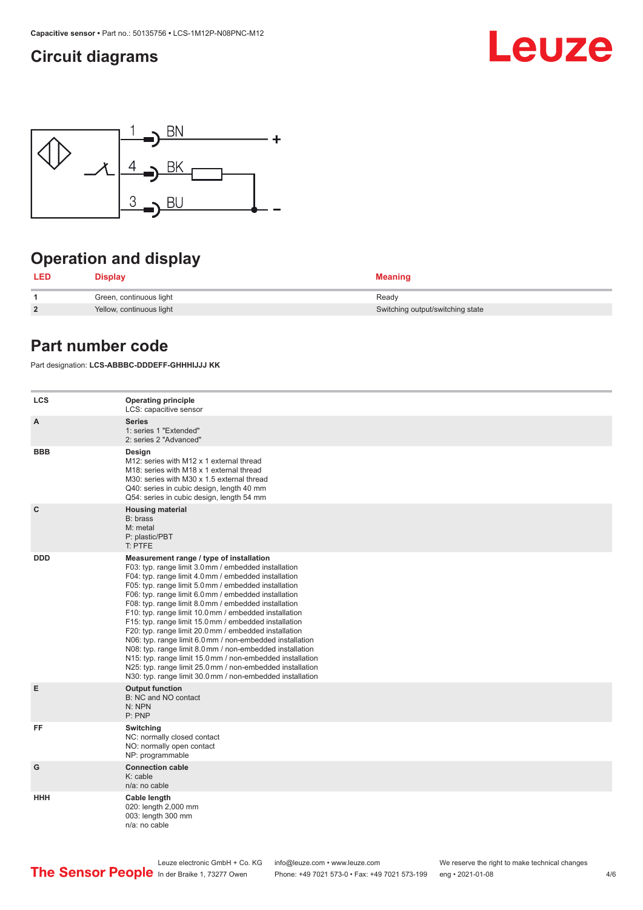## Circuit diagrams

1 BN +

4 BK

3 BU −

## Operation and display

| LED | Display | Meaning |
|---|---|---|
| 1 | Green, continuous light | Ready |
| 2 | Yellow, continuous light | Switching output/switching state |

## Part number code

Part designation: **LCS-ABBBC-DDDEFF-GHHHIJJJ KK**

| | |
|---|---|
| LCS | **Operating principle**<br>LCS: capacitive sensor |
| A | **Series**<br>1: series 1 "Extended"<br>2: series 2 "Advanced" |
| BBB | **Design**<br>M12: series with M12 x 1 external thread<br>M18: series with M18 x 1 external thread<br>M30: series with M30 x 1.5 external thread<br>Q40: series in cubic design, length 40 mm<br>Q54: series in cubic design, length 54 mm |
| C | **Housing material**<br>B: brass<br>M: metal<br>P: plastic/PBT<br>T: PTFE |
| DDD | **Measurement range / type of installation**<br>F03: typ. range limit 3.0 mm / embedded installation<br>F04: typ. range limit 4.0 mm / embedded installation<br>F05: typ. range limit 5.0 mm / embedded installation<br>F06: typ. range limit 6.0 mm / embedded installation<br>F08: typ. range limit 8.0 mm / embedded installation<br>F10: typ. range limit 10.0 mm / embedded installation<br>F15: typ. range limit 15.0 mm / embedded installation<br>F20: typ. range limit 20.0 mm / embedded installation<br>N06: typ. range limit 6.0 mm / non-embedded installation<br>N08: typ. range limit 8.0 mm / non-embedded installation<br>N15: typ. range limit 15.0 mm / non-embedded installation<br>N25: typ. range limit 25.0 mm / non-embedded installation<br>N30: typ. range limit 30.0 mm / non-embedded installation |
| E | **Output function**<br>B: NC and NO contact<br>N: NPN<br>P: PNP |
| FF | **Switching**<br>NC: normally closed contact<br>NO: normally open contact<br>NP: programmable |
| G | **Connection cable**<br>K: cable<br>n/a: no cable |
| HHH | **Cable length**<br>020: length 2,000 mm<br>003: length 300 mm<br>n/a: no cable |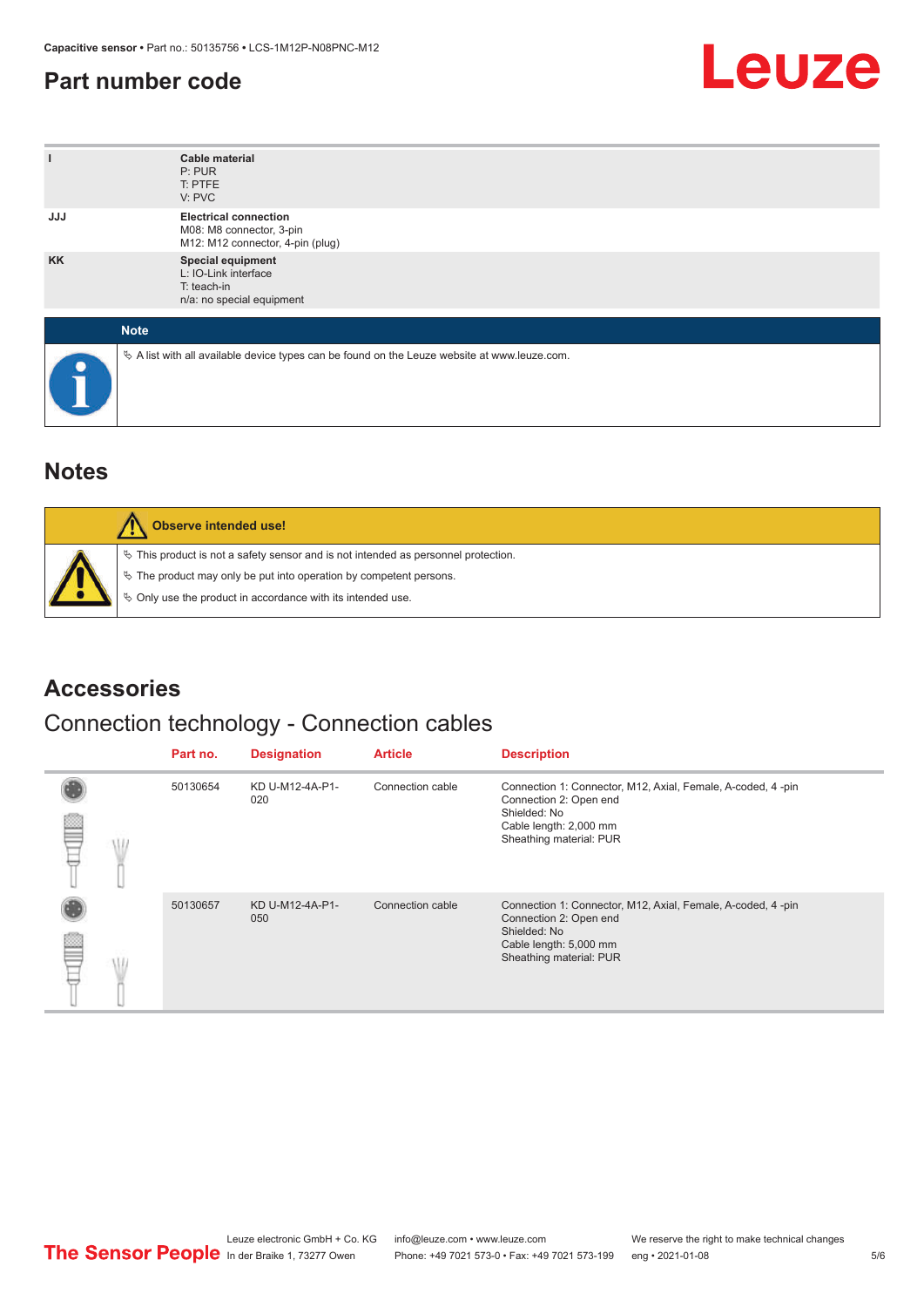## Part number code

| | |
|---|---|
| I | **Cable material**<br>P: PUR<br>T: PTFE<br>V: PVC |
| JJJ | **Electrical connection**<br>M08: M8 connector, 3-pin<br>M12: M12 connector, 4-pin (plug) |
| KK | **Special equipment**<br>L: IO-Link interface<br>T: teach-in<br>n/a: no special equipment |

**Note**

- A list with all available device types can be found on the Leuze website at www.leuze.com.

## Notes

**Observe intended use!**

- This product is not a safety sensor and is not intended as personnel protection.
- The product may only be put into operation by competent persons.
- Only use the product in accordance with its intended use.

## Accessories

### Connection technology - Connection cables

| Part no. | Designation | Article | Description |
|---|---|---|---|
| 50130654 | KD U-M12-4A-P1-020 | Connection cable | Connection 1: Connector, M12, Axial, Female, A-coded, 4 -pin<br>Connection 2: Open end<br>Shielded: No<br>Cable length: 2,000 mm<br>Sheathing material: PUR |
| 50130657 | KD U-M12-4A-P1-050 | Connection cable | Connection 1: Connector, M12, Axial, Female, A-coded, 4 -pin<br>Connection 2: Open end<br>Shielded: No<br>Cable length: 5,000 mm<br>Sheathing material: PUR |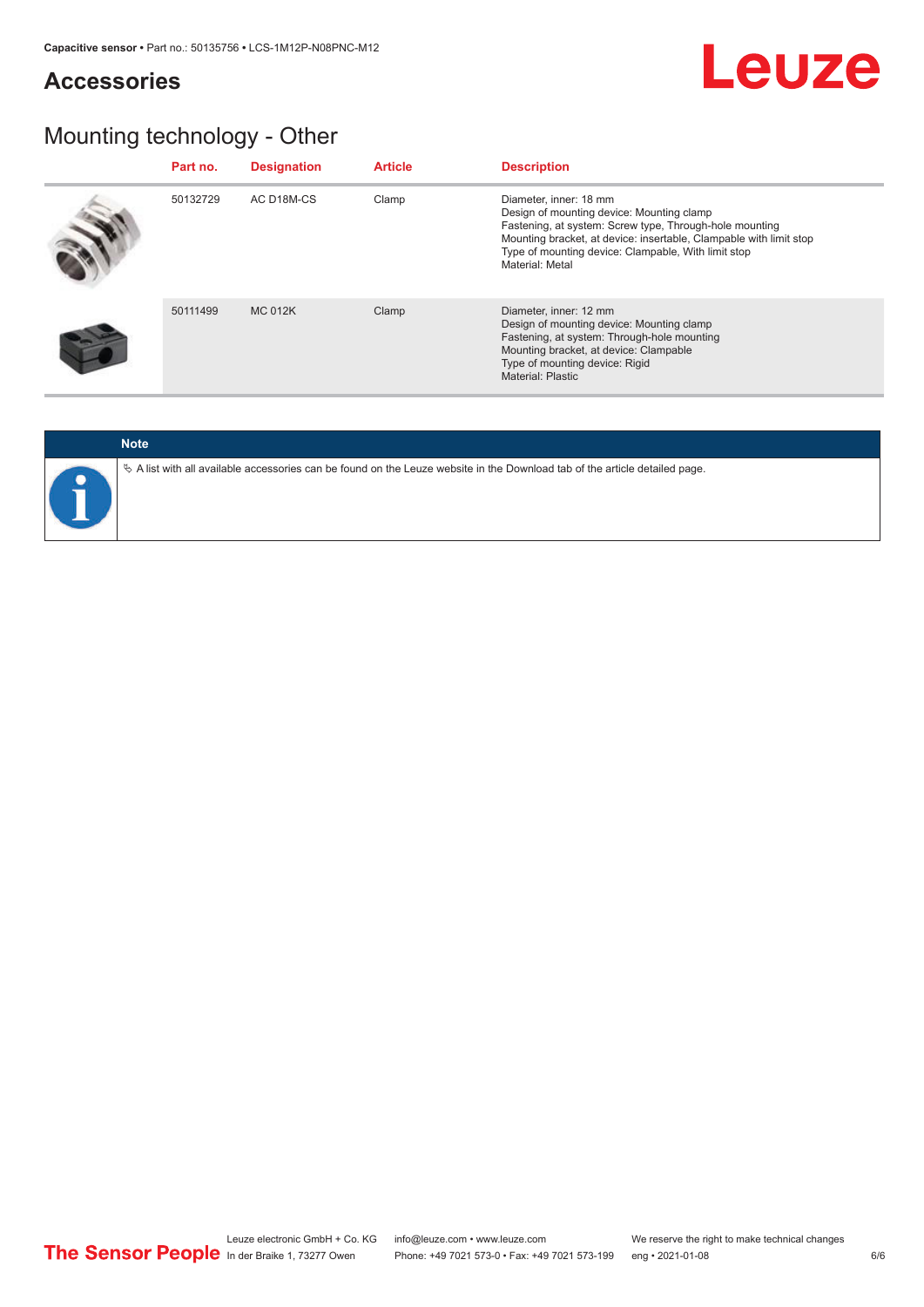## Accessories

## Mounting technology - Other

| | Part no. | Designation | Article | Description |
|---|---|---|---|---|
| | 50132729 | AC D18M-CS | Clamp | Diameter, inner: 18 mm<br>Design of mounting device: Mounting clamp<br>Fastening, at system: Screw type, Through-hole mounting<br>Mounting bracket, at device: insertable, Clampable with limit stop<br>Type of mounting device: Clampable, With limit stop<br>Material: Metal |
| | 50111499 | MC 012K | Clamp | Diameter, inner: 12 mm<br>Design of mounting device: Mounting clamp<br>Fastening, at system: Through-hole mounting<br>Mounting bracket, at device: Clampable<br>Type of mounting device: Rigid<br>Material: Plastic |

**Note**

↳ A list with all available accessories can be found on the Leuze website in the Download tab of the article detailed page.